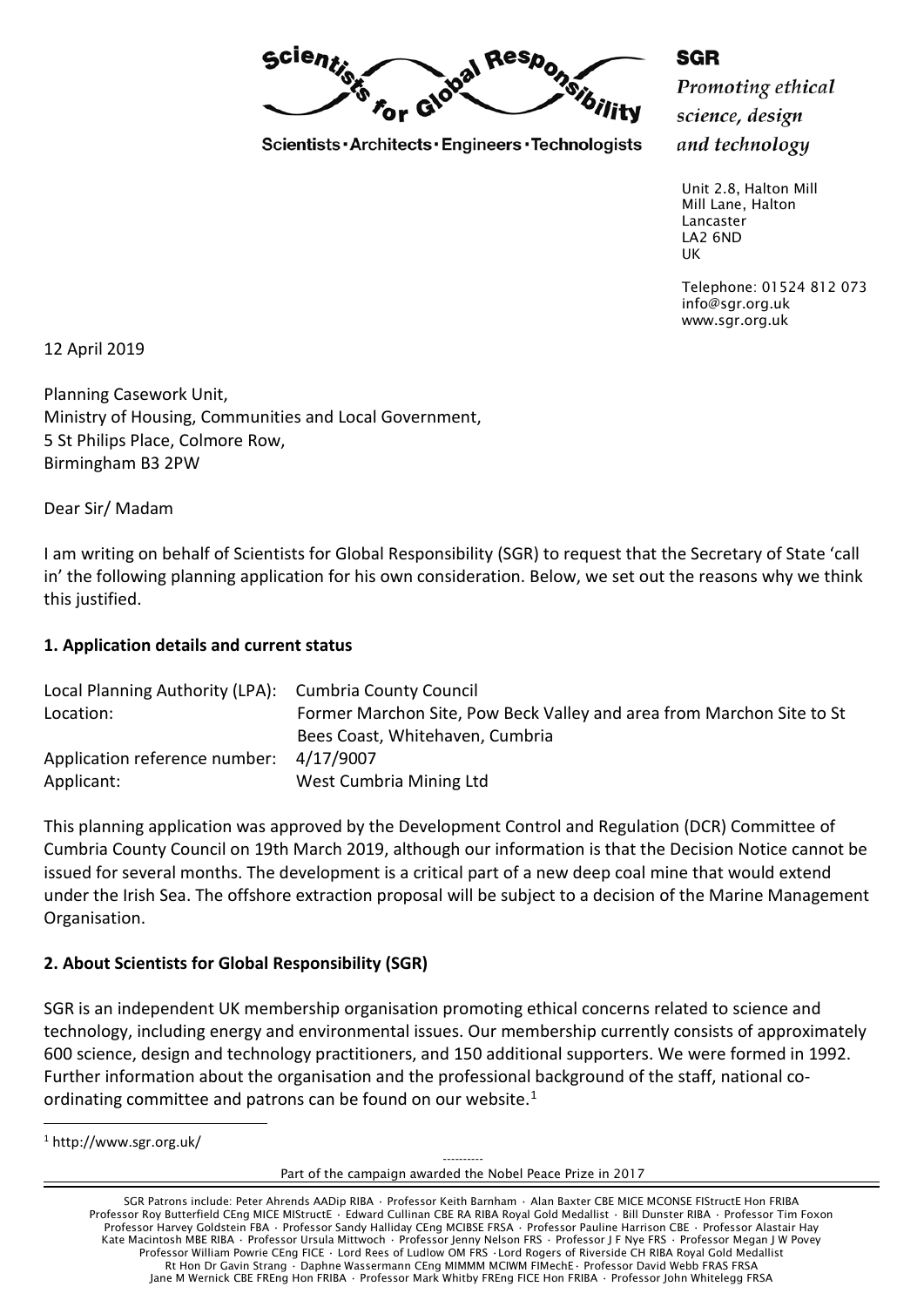Scientists for Global Responsibility

Scientists · Architects · Engineers · Technologists

**SGR**

*Promoting ethical science, design and technology*

Unit 2.8, Halton Mill
Mill Lane, Halton
Lancaster
LA2 6ND
UK

Telephone: 01524 812 073
info@sgr.org.uk
www.sgr.org.uk

12 April 2019

Planning Casework Unit,
Ministry of Housing, Communities and Local Government,
5 St Philips Place, Colmore Row,
Birmingham B3 2PW

Dear Sir/ Madam

I am writing on behalf of Scientists for Global Responsibility (SGR) to request that the Secretary of State 'call in' the following planning application for his own consideration. Below, we set out the reasons why we think this justified.

## 1. Application details and current status

| | |
|---|---|
| Local Planning Authority (LPA): | Cumbria County Council |
| Location: | Former Marchon Site, Pow Beck Valley and area from Marchon Site to St Bees Coast, Whitehaven, Cumbria |
| Application reference number: | 4/17/9007 |
| Applicant: | West Cumbria Mining Ltd |

This planning application was approved by the Development Control and Regulation (DCR) Committee of Cumbria County Council on 19th March 2019, although our information is that the Decision Notice cannot be issued for several months. The development is a critical part of a new deep coal mine that would extend under the Irish Sea. The offshore extraction proposal will be subject to a decision of the Marine Management Organisation.

## 2. About Scientists for Global Responsibility (SGR)

SGR is an independent UK membership organisation promoting ethical concerns related to science and technology, including energy and environmental issues. Our membership currently consists of approximately 600 science, design and technology practitioners, and 150 additional supporters. We were formed in 1992. Further information about the organisation and the professional background of the staff, national co-ordinating committee and patrons can be found on our website.[1]

[1] http://www.sgr.org.uk/

----------

Part of the campaign awarded the Nobel Peace Prize in 2017

SGR Patrons include: Peter Ahrends AADip RIBA · Professor Keith Barnham · Alan Baxter CBE MICE MCONSE FIStructE Hon FRIBA
Professor Roy Butterfield CEng MICE MIStructE · Edward Cullinan CBE RA RIBA Royal Gold Medallist · Bill Dunster RIBA · Professor Tim Foxon
Professor Harvey Goldstein FBA · Professor Sandy Halliday CEng MCIBSE FRSA · Professor Pauline Harrison CBE · Professor Alastair Hay
Kate Macintosh MBE RIBA · Professor Ursula Mittwoch · Professor Jenny Nelson FRS · Professor J F Nye FRS · Professor Megan J W Povey
Professor William Powrie CEng FICE · Lord Rees of Ludlow OM FRS · Lord Rogers of Riverside CH RIBA Royal Gold Medallist
Rt Hon Dr Gavin Strang · Daphne Wassermann CEng MIMMM MCIWM FIMechE · Professor David Webb FRAS FRSA
Jane M Wernick CBE FREng Hon FRIBA · Professor Mark Whitby FREng FICE Hon FRIBA · Professor John Whitelegg FRSA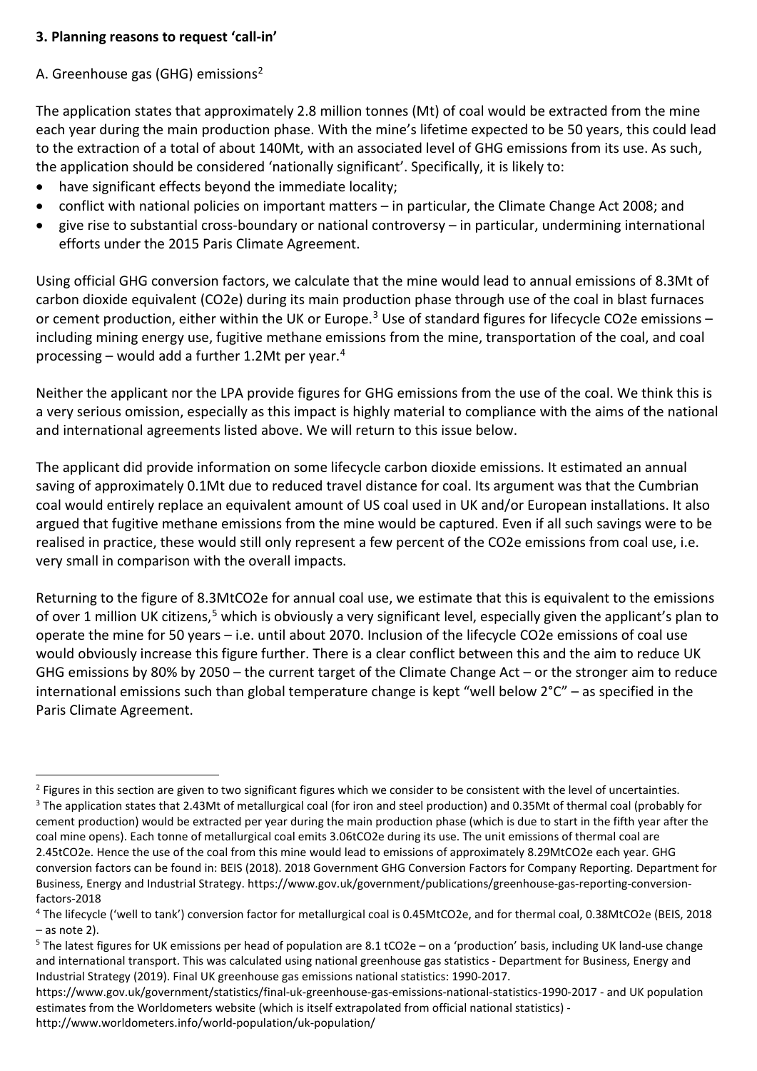**3. Planning reasons to request 'call-in'**

A. Greenhouse gas (GHG) emissions[2]

The application states that approximately 2.8 million tonnes (Mt) of coal would be extracted from the mine each year during the main production phase. With the mine's lifetime expected to be 50 years, this could lead to the extraction of a total of about 140Mt, with an associated level of GHG emissions from its use. As such, the application should be considered 'nationally significant'. Specifically, it is likely to:

- have significant effects beyond the immediate locality;
- conflict with national policies on important matters – in particular, the Climate Change Act 2008; and
- give rise to substantial cross-boundary or national controversy – in particular, undermining international efforts under the 2015 Paris Climate Agreement.

Using official GHG conversion factors, we calculate that the mine would lead to annual emissions of 8.3Mt of carbon dioxide equivalent (CO2e) during its main production phase through use of the coal in blast furnaces or cement production, either within the UK or Europe.[3] Use of standard figures for lifecycle CO2e emissions – including mining energy use, fugitive methane emissions from the mine, transportation of the coal, and coal processing – would add a further 1.2Mt per year.[4]

Neither the applicant nor the LPA provide figures for GHG emissions from the use of the coal. We think this is a very serious omission, especially as this impact is highly material to compliance with the aims of the national and international agreements listed above. We will return to this issue below.

The applicant did provide information on some lifecycle carbon dioxide emissions. It estimated an annual saving of approximately 0.1Mt due to reduced travel distance for coal. Its argument was that the Cumbrian coal would entirely replace an equivalent amount of US coal used in UK and/or European installations. It also argued that fugitive methane emissions from the mine would be captured. Even if all such savings were to be realised in practice, these would still only represent a few percent of the CO2e emissions from coal use, i.e. very small in comparison with the overall impacts.

Returning to the figure of 8.3MtCO2e for annual coal use, we estimate that this is equivalent to the emissions of over 1 million UK citizens,[5] which is obviously a very significant level, especially given the applicant's plan to operate the mine for 50 years – i.e. until about 2070. Inclusion of the lifecycle CO2e emissions of coal use would obviously increase this figure further. There is a clear conflict between this and the aim to reduce UK GHG emissions by 80% by 2050 – the current target of the Climate Change Act – or the stronger aim to reduce international emissions such than global temperature change is kept "well below 2°C" – as specified in the Paris Climate Agreement.

---

[2] Figures in this section are given to two significant figures which we consider to be consistent with the level of uncertainties.

[3] The application states that 2.43Mt of metallurgical coal (for iron and steel production) and 0.35Mt of thermal coal (probably for cement production) would be extracted per year during the main production phase (which is due to start in the fifth year after the coal mine opens). Each tonne of metallurgical coal emits 3.06tCO2e during its use. The unit emissions of thermal coal are 2.45tCO2e. Hence the use of the coal from this mine would lead to emissions of approximately 8.29MtCO2e each year. GHG conversion factors can be found in: BEIS (2018). 2018 Government GHG Conversion Factors for Company Reporting. Department for Business, Energy and Industrial Strategy. https://www.gov.uk/government/publications/greenhouse-gas-reporting-conversion-factors-2018

[4] The lifecycle ('well to tank') conversion factor for metallurgical coal is 0.45MtCO2e, and for thermal coal, 0.38MtCO2e (BEIS, 2018 – as note 2).

[5] The latest figures for UK emissions per head of population are 8.1 tCO2e – on a 'production' basis, including UK land-use change and international transport. This was calculated using national greenhouse gas statistics - Department for Business, Energy and Industrial Strategy (2019). Final UK greenhouse gas emissions national statistics: 1990-2017. https://www.gov.uk/government/statistics/final-uk-greenhouse-gas-emissions-national-statistics-1990-2017 - and UK population estimates from the Worldometers website (which is itself extrapolated from official national statistics) - http://www.worldometers.info/world-population/uk-population/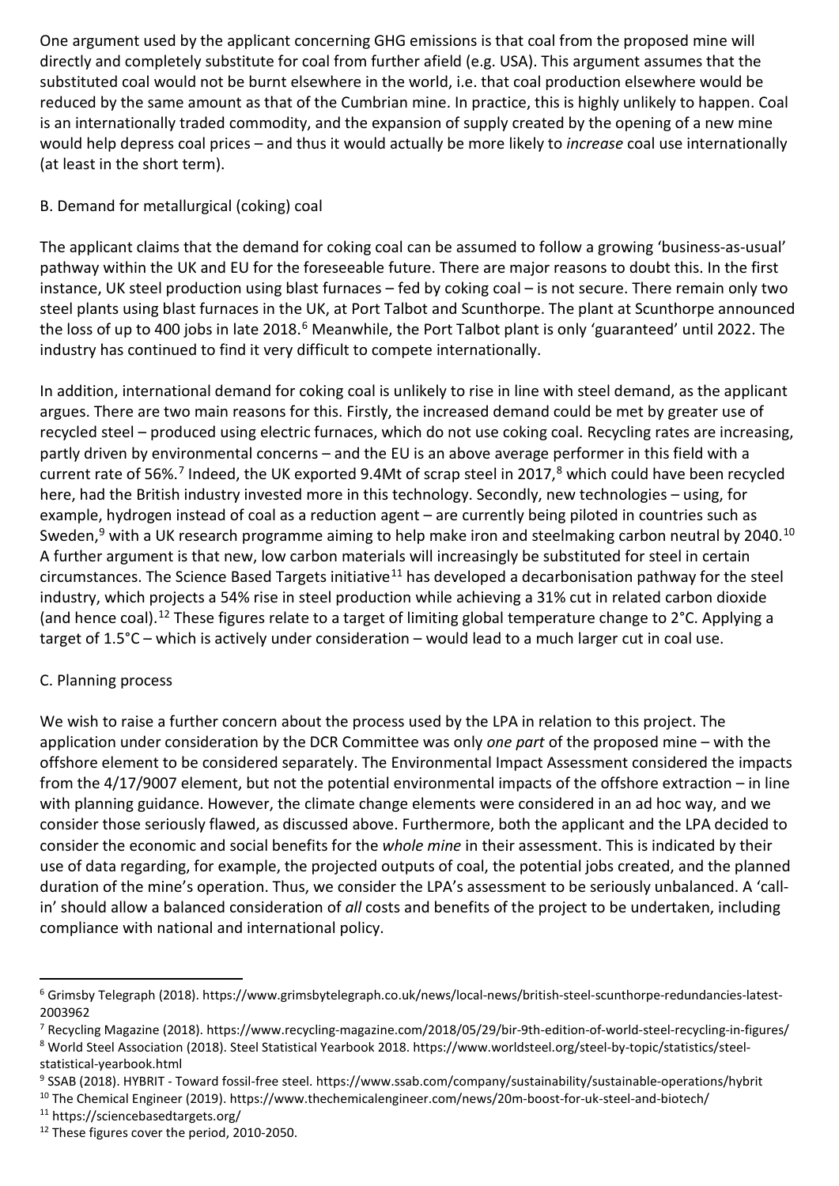One argument used by the applicant concerning GHG emissions is that coal from the proposed mine will directly and completely substitute for coal from further afield (e.g. USA). This argument assumes that the substituted coal would not be burnt elsewhere in the world, i.e. that coal production elsewhere would be reduced by the same amount as that of the Cumbrian mine. In practice, this is highly unlikely to happen. Coal is an internationally traded commodity, and the expansion of supply created by the opening of a new mine would help depress coal prices – and thus it would actually be more likely to *increase* coal use internationally (at least in the short term).

B. Demand for metallurgical (coking) coal

The applicant claims that the demand for coking coal can be assumed to follow a growing 'business-as-usual' pathway within the UK and EU for the foreseeable future. There are major reasons to doubt this. In the first instance, UK steel production using blast furnaces – fed by coking coal – is not secure. There remain only two steel plants using blast furnaces in the UK, at Port Talbot and Scunthorpe. The plant at Scunthorpe announced the loss of up to 400 jobs in late 2018.[6] Meanwhile, the Port Talbot plant is only 'guaranteed' until 2022. The industry has continued to find it very difficult to compete internationally.

In addition, international demand for coking coal is unlikely to rise in line with steel demand, as the applicant argues. There are two main reasons for this. Firstly, the increased demand could be met by greater use of recycled steel – produced using electric furnaces, which do not use coking coal. Recycling rates are increasing, partly driven by environmental concerns – and the EU is an above average performer in this field with a current rate of 56%.[7] Indeed, the UK exported 9.4Mt of scrap steel in 2017,[8] which could have been recycled here, had the British industry invested more in this technology. Secondly, new technologies – using, for example, hydrogen instead of coal as a reduction agent – are currently being piloted in countries such as Sweden,[9] with a UK research programme aiming to help make iron and steelmaking carbon neutral by 2040.[10] A further argument is that new, low carbon materials will increasingly be substituted for steel in certain circumstances. The Science Based Targets initiative[11] has developed a decarbonisation pathway for the steel industry, which projects a 54% rise in steel production while achieving a 31% cut in related carbon dioxide (and hence coal).[12] These figures relate to a target of limiting global temperature change to 2°C. Applying a target of 1.5°C – which is actively under consideration – would lead to a much larger cut in coal use.

C. Planning process

We wish to raise a further concern about the process used by the LPA in relation to this project. The application under consideration by the DCR Committee was only *one part* of the proposed mine – with the offshore element to be considered separately. The Environmental Impact Assessment considered the impacts from the 4/17/9007 element, but not the potential environmental impacts of the offshore extraction – in line with planning guidance. However, the climate change elements were considered in an ad hoc way, and we consider those seriously flawed, as discussed above. Furthermore, both the applicant and the LPA decided to consider the economic and social benefits for the *whole mine* in their assessment. This is indicated by their use of data regarding, for example, the projected outputs of coal, the potential jobs created, and the planned duration of the mine's operation. Thus, we consider the LPA's assessment to be seriously unbalanced. A 'call-in' should allow a balanced consideration of *all* costs and benefits of the project to be undertaken, including compliance with national and international policy.

---

[6] Grimsby Telegraph (2018). https://www.grimsbytelegraph.co.uk/news/local-news/british-steel-scunthorpe-redundancies-latest-2003962

[7] Recycling Magazine (2018). https://www.recycling-magazine.com/2018/05/29/bir-9th-edition-of-world-steel-recycling-in-figures/

[8] World Steel Association (2018). Steel Statistical Yearbook 2018. https://www.worldsteel.org/steel-by-topic/statistics/steel-statistical-yearbook.html

[9] SSAB (2018). HYBRIT - Toward fossil-free steel. https://www.ssab.com/company/sustainability/sustainable-operations/hybrit

[10] The Chemical Engineer (2019). https://www.thechemicalengineer.com/news/20m-boost-for-uk-steel-and-biotech/

[11] https://sciencebasedtargets.org/

[12] These figures cover the period, 2010-2050.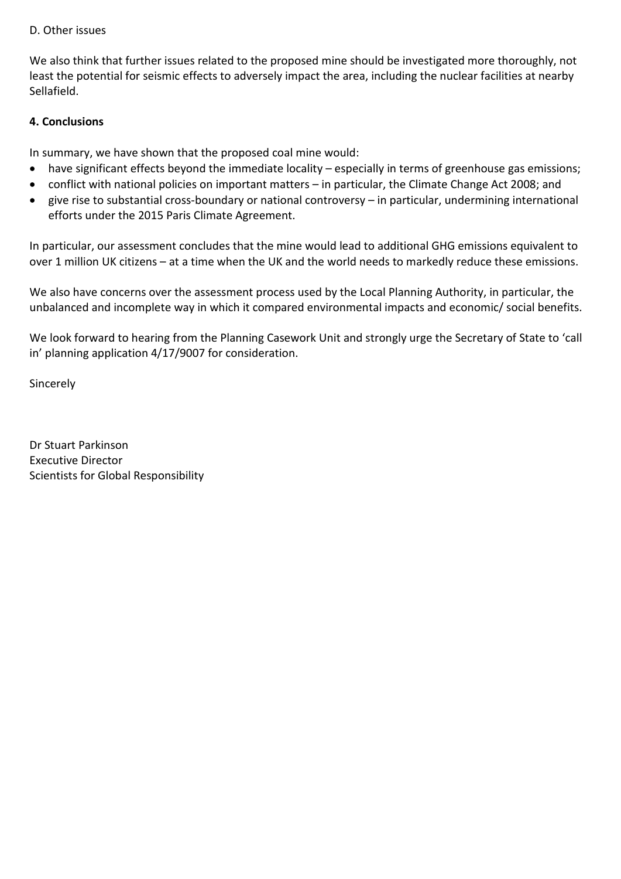D. Other issues

We also think that further issues related to the proposed mine should be investigated more thoroughly, not least the potential for seismic effects to adversely impact the area, including the nuclear facilities at nearby Sellafield.

## 4. Conclusions

In summary, we have shown that the proposed coal mine would:

- have significant effects beyond the immediate locality – especially in terms of greenhouse gas emissions;
- conflict with national policies on important matters – in particular, the Climate Change Act 2008; and
- give rise to substantial cross-boundary or national controversy – in particular, undermining international efforts under the 2015 Paris Climate Agreement.

In particular, our assessment concludes that the mine would lead to additional GHG emissions equivalent to over 1 million UK citizens – at a time when the UK and the world needs to markedly reduce these emissions.

We also have concerns over the assessment process used by the Local Planning Authority, in particular, the unbalanced and incomplete way in which it compared environmental impacts and economic/ social benefits.

We look forward to hearing from the Planning Casework Unit and strongly urge the Secretary of State to 'call in' planning application 4/17/9007 for consideration.

Sincerely

Dr Stuart Parkinson
Executive Director
Scientists for Global Responsibility